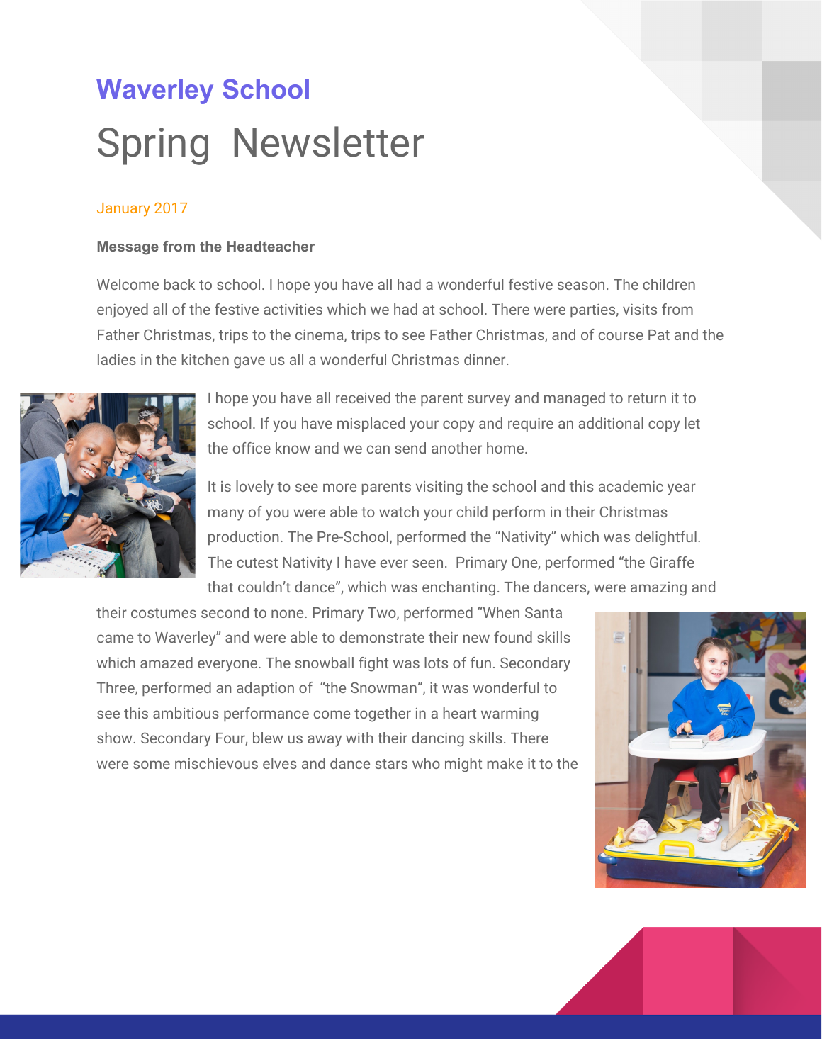# Waverley School

# Spring Newsletter

January 2017

**Message from the Headteacher**

Welcome back to school. I hope you have all had a wonderful festive season. The children enjoyed all of the festive activities which we had at school. There were parties, visits from Father Christmas, trips to the cinema, trips to see Father Christmas, and of course Pat and the ladies in the kitchen gave us all a wonderful Christmas dinner.

I hope you have all received the parent survey and managed to return it to school. If you have misplaced your copy and require an additional copy let the office know and we can send another home.

It is lovely to see more parents visiting the school and this academic year many of you were able to watch your child perform in their Christmas production. The Pre-School, performed the “Nativity” which was delightful. The cutest Nativity I have ever seen. Primary One, performed “the Giraffe that couldn’t dance”, which was enchanting. The dancers, were amazing and their costumes second to none. Primary Two, performed “When Santa came to Waverley” and were able to demonstrate their new found skills which amazed everyone. The snowball fight was lots of fun. Secondary Three, performed an adaption of “the Snowman”, it was wonderful to see this ambitious performance come together in a heart warming show. Secondary Four, blew us away with their dancing skills. There were some mischievous elves and dance stars who might make it to the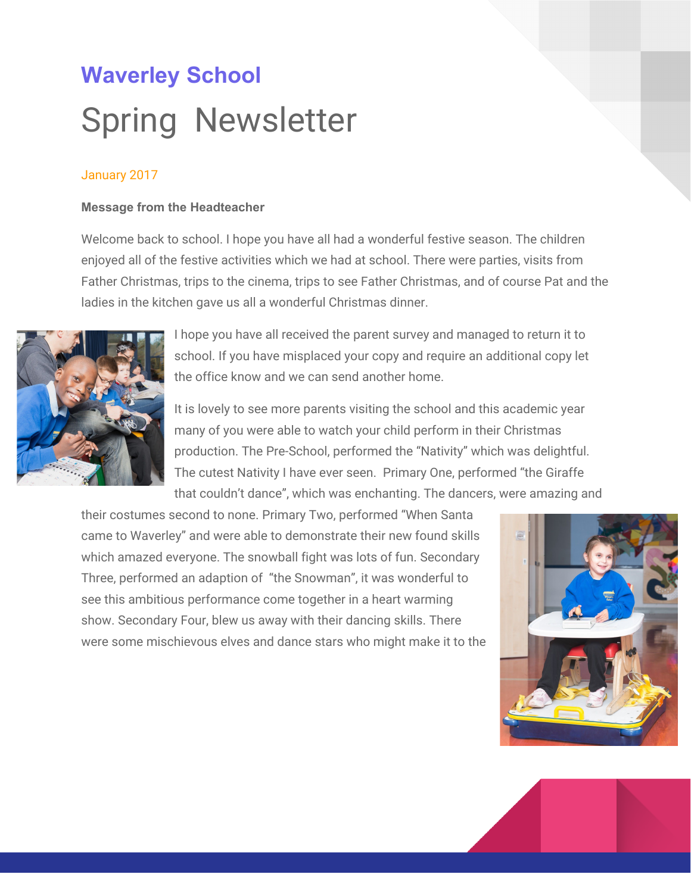# Waverley School

# Spring Newsletter

January 2017

**Message from the Headteacher**

Welcome back to school. I hope you have all had a wonderful festive season. The children enjoyed all of the festive activities which we had at school. There were parties, visits from Father Christmas, trips to the cinema, trips to see Father Christmas, and of course Pat and the ladies in the kitchen gave us all a wonderful Christmas dinner.

I hope you have all received the parent survey and managed to return it to school. If you have misplaced your copy and require an additional copy let the office know and we can send another home.

It is lovely to see more parents visiting the school and this academic year many of you were able to watch your child perform in their Christmas production. The Pre-School, performed the "Nativity" which was delightful. The cutest Nativity I have ever seen. Primary One, performed "the Giraffe that couldn't dance", which was enchanting. The dancers, were amazing and their costumes second to none. Primary Two, performed "When Santa came to Waverley" and were able to demonstrate their new found skills which amazed everyone. The snowball fight was lots of fun. Secondary Three, performed an adaption of "the Snowman", it was wonderful to see this ambitious performance come together in a heart warming show. Secondary Four, blew us away with their dancing skills. There were some mischievous elves and dance stars who might make it to the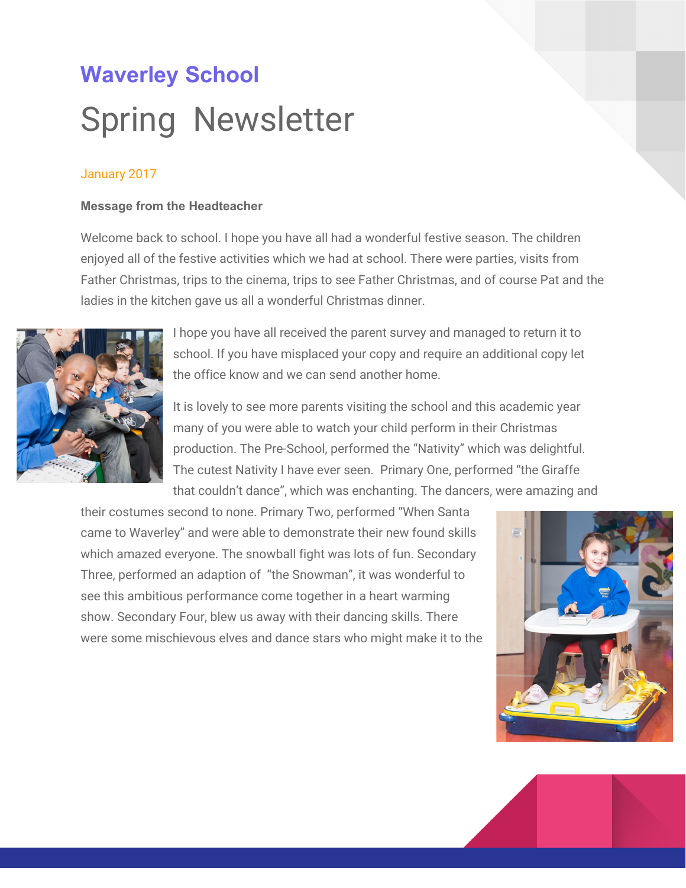# Waverley School

# Spring Newsletter

January 2017

**Message from the Headteacher**

Welcome back to school. I hope you have all had a wonderful festive season. The children enjoyed all of the festive activities which we had at school. There were parties, visits from Father Christmas, trips to the cinema, trips to see Father Christmas, and of course Pat and the ladies in the kitchen gave us all a wonderful Christmas dinner.

I hope you have all received the parent survey and managed to return it to school. If you have misplaced your copy and require an additional copy let the office know and we can send another home.

It is lovely to see more parents visiting the school and this academic year many of you were able to watch your child perform in their Christmas production. The Pre-School, performed the "Nativity" which was delightful. The cutest Nativity I have ever seen. Primary One, performed "the Giraffe that couldn't dance", which was enchanting. The dancers, were amazing and their costumes second to none. Primary Two, performed "When Santa came to Waverley" and were able to demonstrate their new found skills which amazed everyone. The snowball fight was lots of fun. Secondary Three, performed an adaption of "the Snowman", it was wonderful to see this ambitious performance come together in a heart warming show. Secondary Four, blew us away with their dancing skills. There were some mischievous elves and dance stars who might make it to the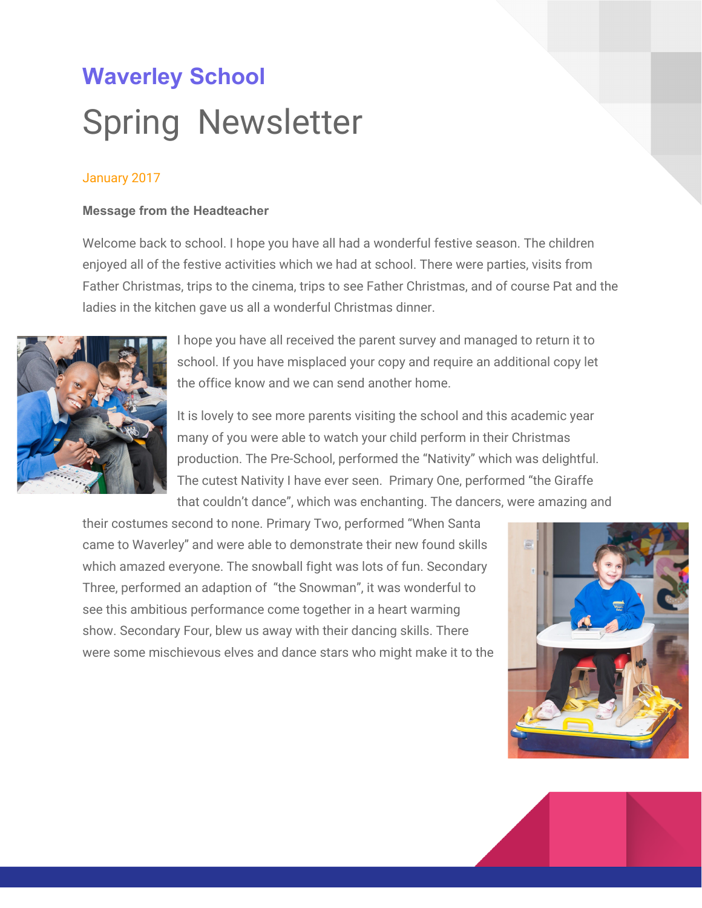# Waverley School

## Spring Newsletter

January 2017

**Message from the Headteacher**

Welcome back to school. I hope you have all had a wonderful festive season. The children enjoyed all of the festive activities which we had at school. There were parties, visits from Father Christmas, trips to the cinema, trips to see Father Christmas, and of course Pat and the ladies in the kitchen gave us all a wonderful Christmas dinner.

I hope you have all received the parent survey and managed to return it to school. If you have misplaced your copy and require an additional copy let the office know and we can send another home.

It is lovely to see more parents visiting the school and this academic year many of you were able to watch your child perform in their Christmas production. The Pre-School, performed the "Nativity" which was delightful. The cutest Nativity I have ever seen. Primary One, performed "the Giraffe that couldn't dance", which was enchanting. The dancers, were amazing and their costumes second to none. Primary Two, performed "When Santa came to Waverley" and were able to demonstrate their new found skills which amazed everyone. The snowball fight was lots of fun. Secondary Three, performed an adaption of "the Snowman", it was wonderful to see this ambitious performance come together in a heart warming show. Secondary Four, blew us away with their dancing skills. There were some mischievous elves and dance stars who might make it to the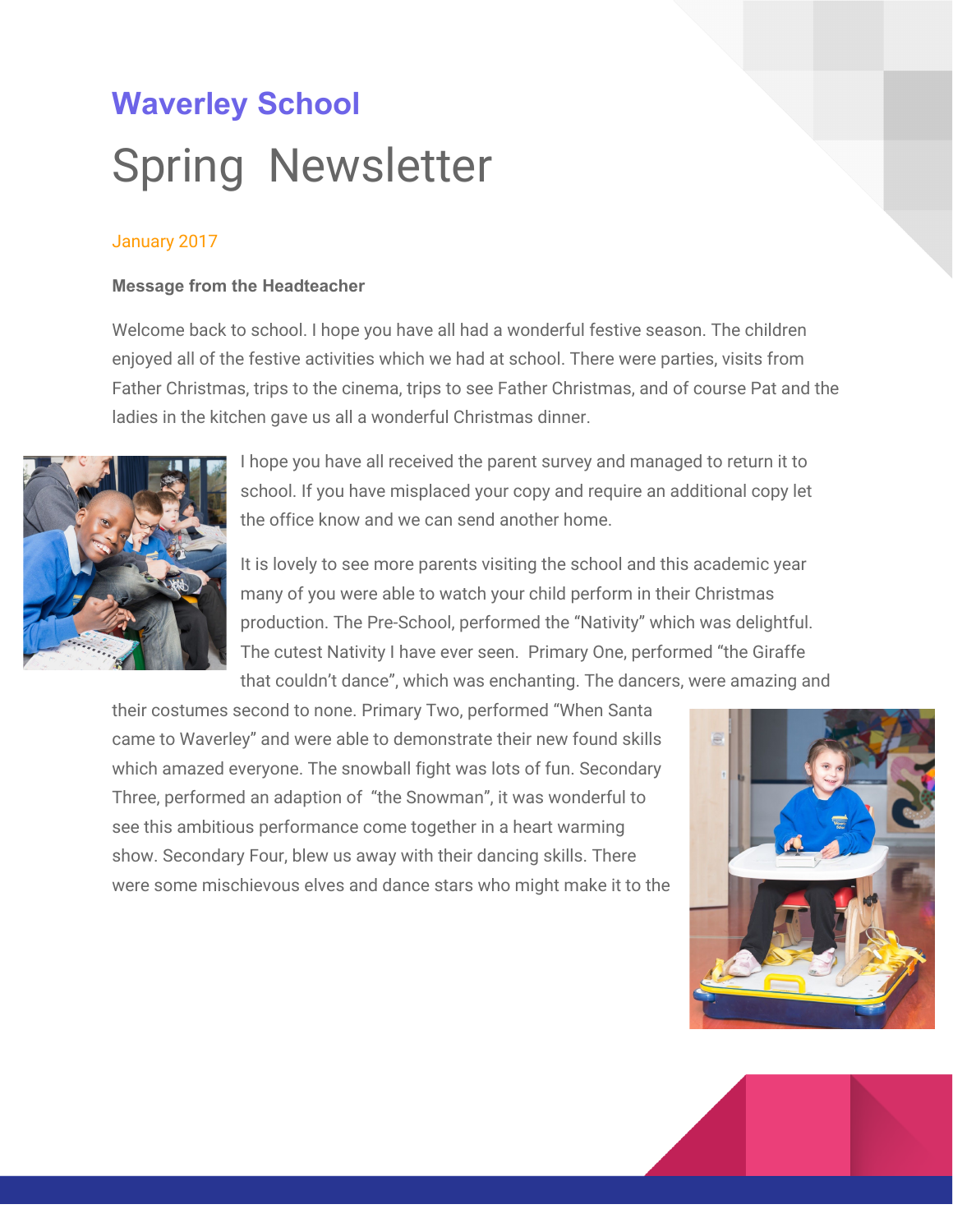# Waverley School

## Spring Newsletter

January 2017

**Message from the Headteacher**

Welcome back to school. I hope you have all had a wonderful festive season. The children enjoyed all of the festive activities which we had at school. There were parties, visits from Father Christmas, trips to the cinema, trips to see Father Christmas, and of course Pat and the ladies in the kitchen gave us all a wonderful Christmas dinner.

I hope you have all received the parent survey and managed to return it to school. If you have misplaced your copy and require an additional copy let the office know and we can send another home.

It is lovely to see more parents visiting the school and this academic year many of you were able to watch your child perform in their Christmas production. The Pre-School, performed the "Nativity" which was delightful. The cutest Nativity I have ever seen. Primary One, performed "the Giraffe that couldn't dance", which was enchanting. The dancers, were amazing and their costumes second to none. Primary Two, performed "When Santa came to Waverley" and were able to demonstrate their new found skills which amazed everyone. The snowball fight was lots of fun. Secondary Three, performed an adaption of "the Snowman", it was wonderful to see this ambitious performance come together in a heart warming show. Secondary Four, blew us away with their dancing skills. There were some mischievous elves and dance stars who might make it to the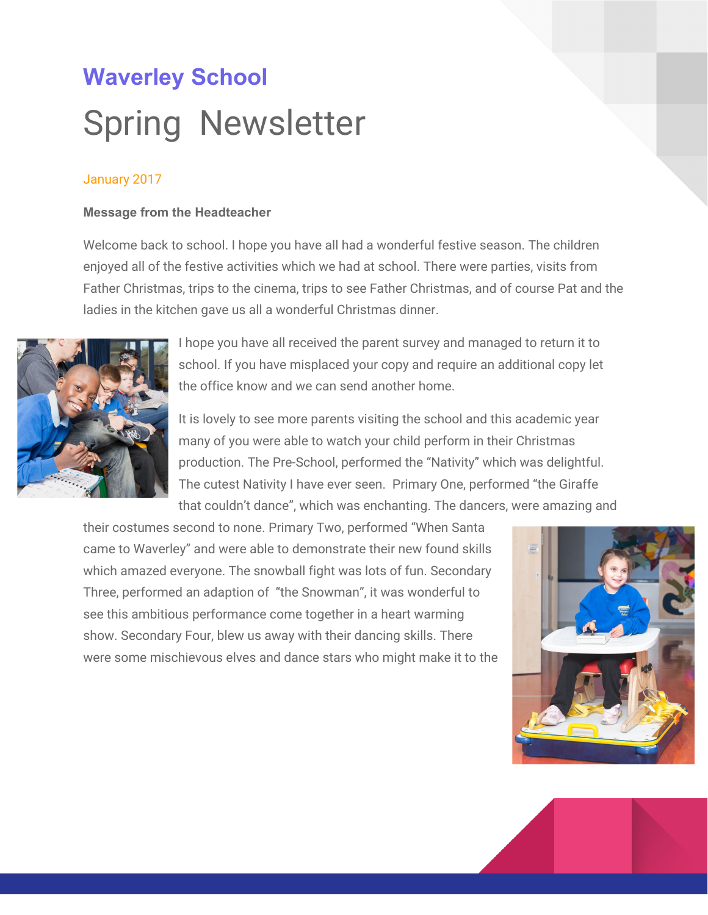# Waverley School

# Spring Newsletter

January 2017

**Message from the Headteacher**

Welcome back to school. I hope you have all had a wonderful festive season. The children enjoyed all of the festive activities which we had at school. There were parties, visits from Father Christmas, trips to the cinema, trips to see Father Christmas, and of course Pat and the ladies in the kitchen gave us all a wonderful Christmas dinner.

I hope you have all received the parent survey and managed to return it to school. If you have misplaced your copy and require an additional copy let the office know and we can send another home.

It is lovely to see more parents visiting the school and this academic year many of you were able to watch your child perform in their Christmas production. The Pre-School, performed the "Nativity" which was delightful. The cutest Nativity I have ever seen. Primary One, performed "the Giraffe that couldn't dance", which was enchanting. The dancers, were amazing and their costumes second to none. Primary Two, performed "When Santa came to Waverley" and were able to demonstrate their new found skills which amazed everyone. The snowball fight was lots of fun. Secondary Three, performed an adaption of "the Snowman", it was wonderful to see this ambitious performance come together in a heart warming show. Secondary Four, blew us away with their dancing skills. There were some mischievous elves and dance stars who might make it to the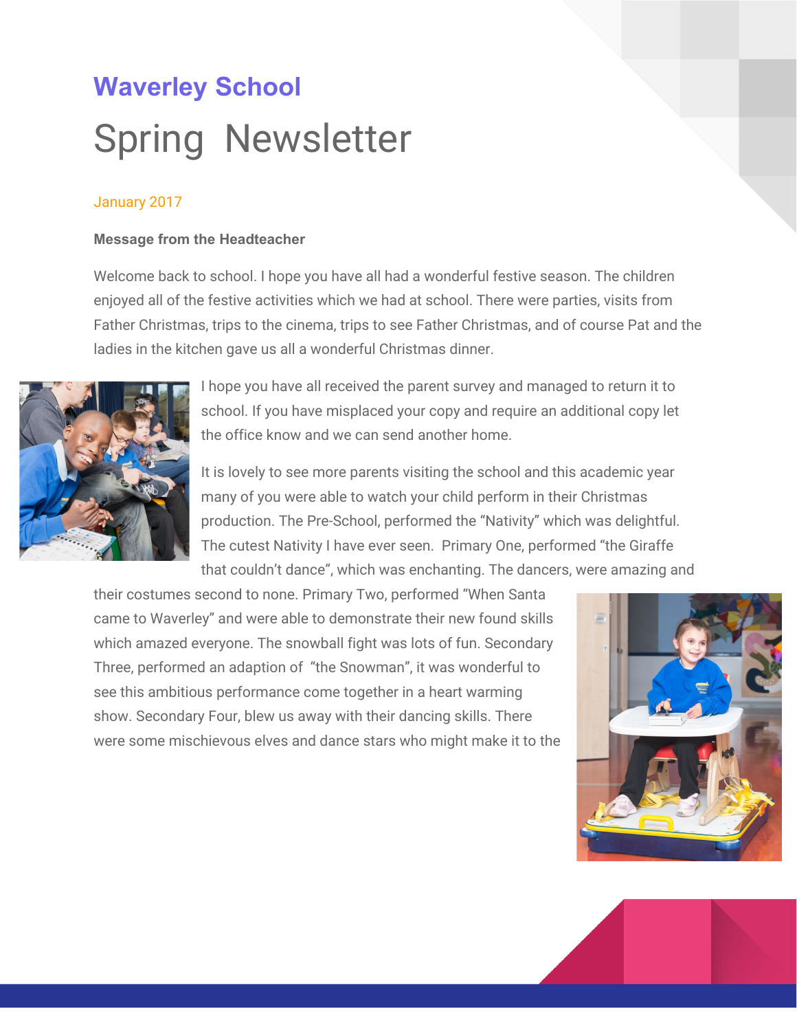# Waverley School

# Spring Newsletter

January 2017

**Message from the Headteacher**

Welcome back to school. I hope you have all had a wonderful festive season. The children enjoyed all of the festive activities which we had at school. There were parties, visits from Father Christmas, trips to the cinema, trips to see Father Christmas, and of course Pat and the ladies in the kitchen gave us all a wonderful Christmas dinner.

I hope you have all received the parent survey and managed to return it to school. If you have misplaced your copy and require an additional copy let the office know and we can send another home.

It is lovely to see more parents visiting the school and this academic year many of you were able to watch your child perform in their Christmas production. The Pre-School, performed the “Nativity” which was delightful. The cutest Nativity I have ever seen. Primary One, performed “the Giraffe that couldn’t dance”, which was enchanting. The dancers, were amazing and their costumes second to none. Primary Two, performed “When Santa came to Waverley” and were able to demonstrate their new found skills which amazed everyone. The snowball fight was lots of fun. Secondary Three, performed an adaption of “the Snowman”, it was wonderful to see this ambitious performance come together in a heart warming show. Secondary Four, blew us away with their dancing skills. There were some mischievous elves and dance stars who might make it to the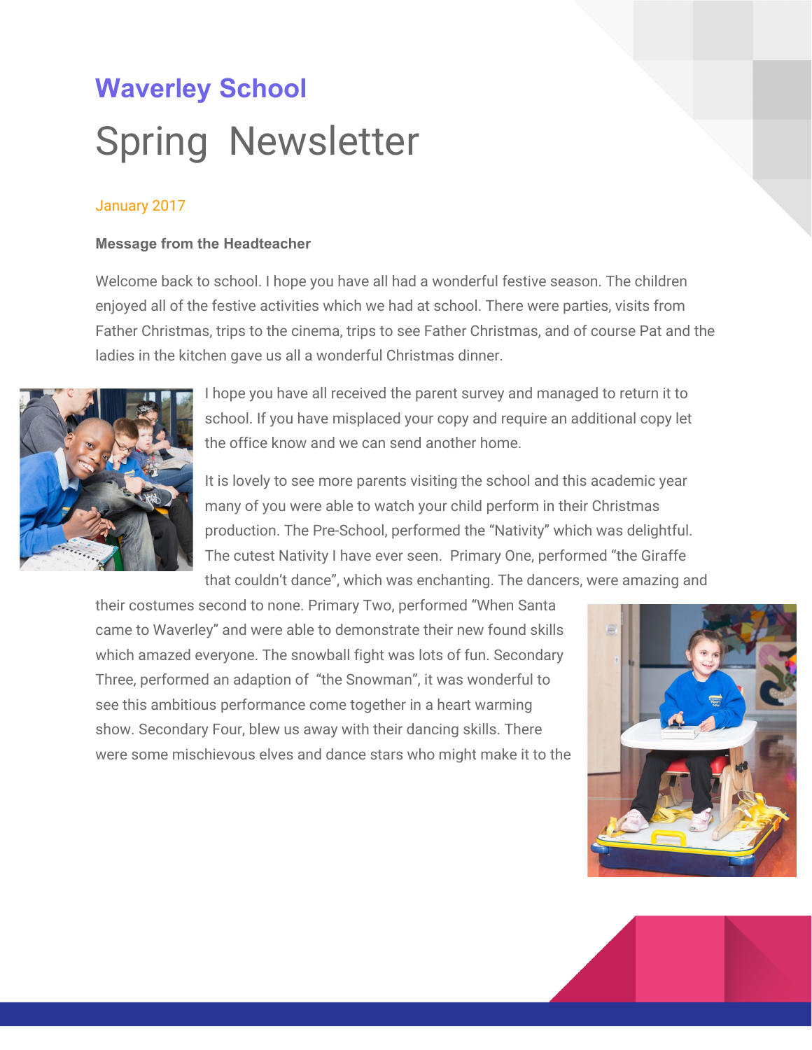# Waverley School

# Spring Newsletter

January 2017

**Message from the Headteacher**

Welcome back to school. I hope you have all had a wonderful festive season. The children enjoyed all of the festive activities which we had at school. There were parties, visits from Father Christmas, trips to the cinema, trips to see Father Christmas, and of course Pat and the ladies in the kitchen gave us all a wonderful Christmas dinner.

I hope you have all received the parent survey and managed to return it to school. If you have misplaced your copy and require an additional copy let the office know and we can send another home.

It is lovely to see more parents visiting the school and this academic year many of you were able to watch your child perform in their Christmas production. The Pre-School, performed the "Nativity" which was delightful. The cutest Nativity I have ever seen. Primary One, performed "the Giraffe that couldn't dance", which was enchanting. The dancers, were amazing and their costumes second to none. Primary Two, performed "When Santa came to Waverley" and were able to demonstrate their new found skills which amazed everyone. The snowball fight was lots of fun. Secondary Three, performed an adaption of "the Snowman", it was wonderful to see this ambitious performance come together in a heart warming show. Secondary Four, blew us away with their dancing skills. There were some mischievous elves and dance stars who might make it to the